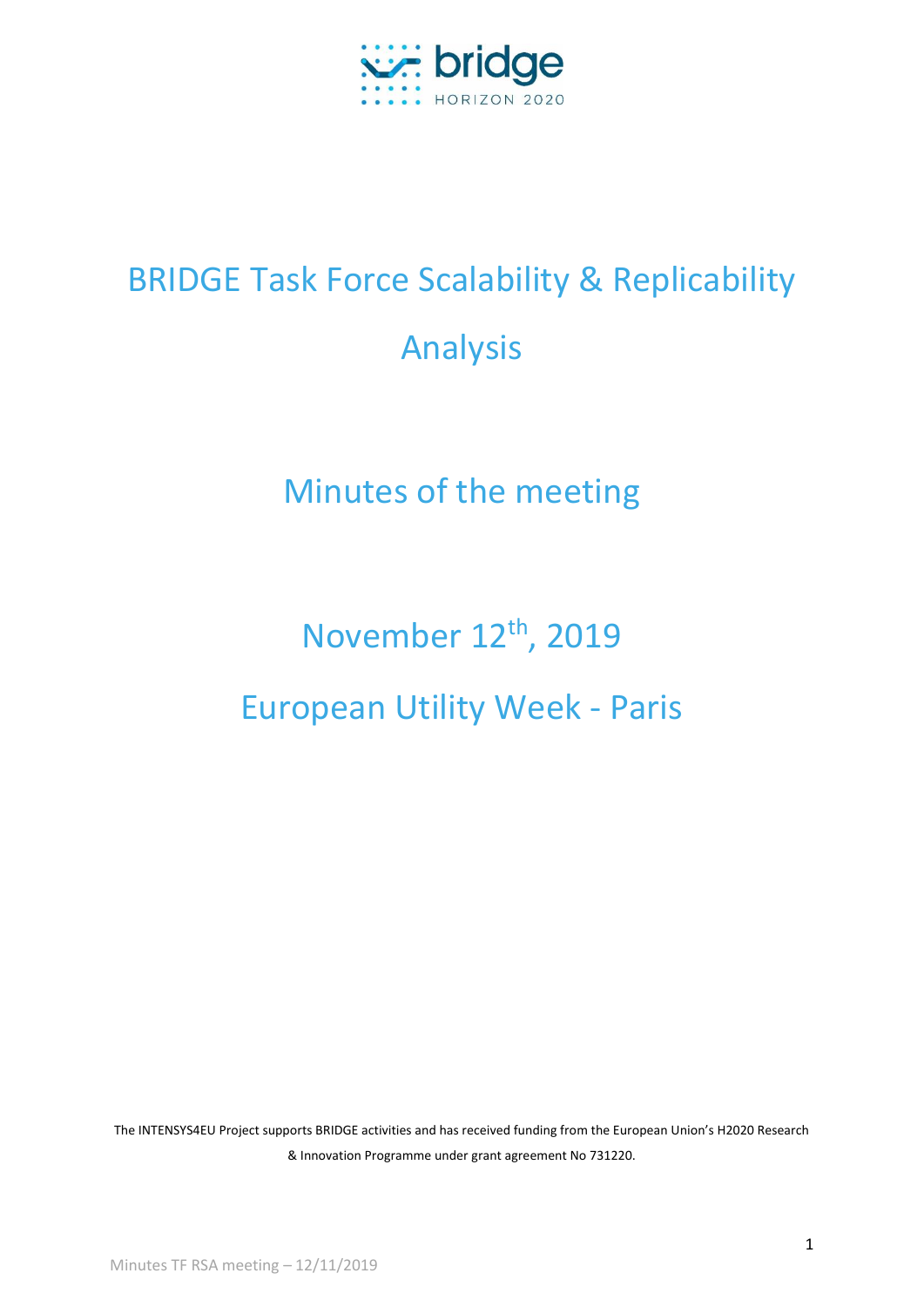# BRIDGE Task Force Scalability & Replicability Analysis

## Minutes of the meeting

## November 12th, 2019

## European Utility Week - Paris

The INTENSYS4EU Project supports BRIDGE activities and has received funding from the European Union's H2020 Research & Innovation Programme under grant agreement No 731220.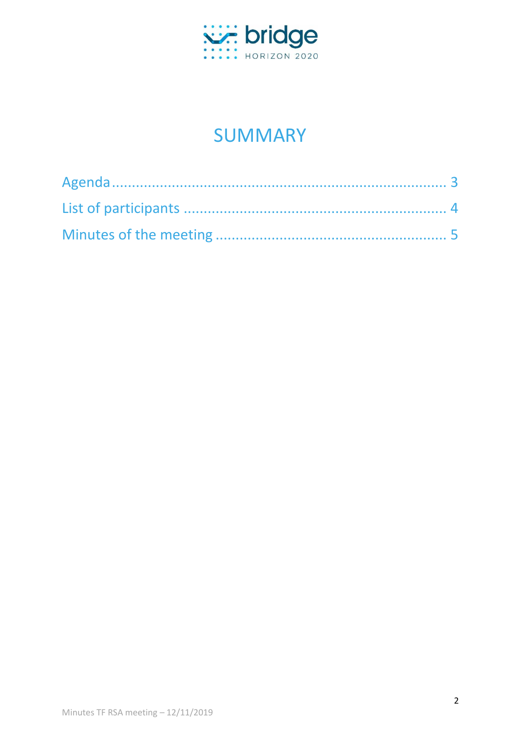# SUMMARY

Agenda ........................................................................... 3

List of participants .................................................................. 4

Minutes of the meeting ......................................................... 5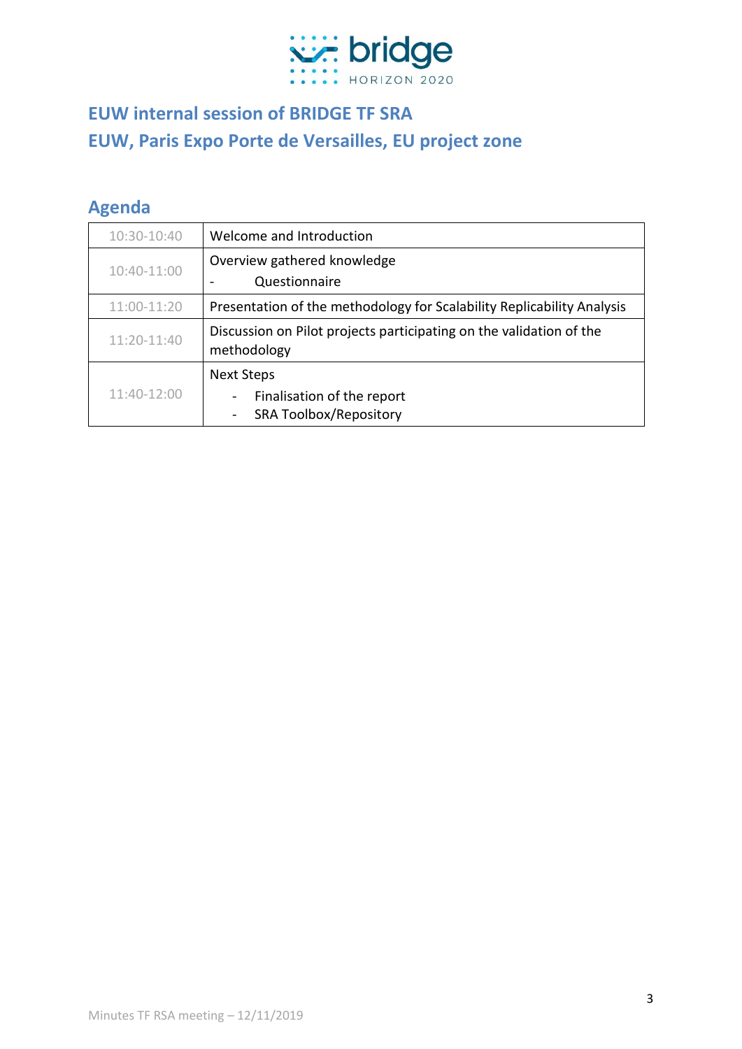## EUW internal session of BRIDGE TF SRA
## EUW, Paris Expo Porte de Versailles, EU project zone

### Agenda

| | |
|---|---|
| 10:30-10:40 | Welcome and Introduction |
| 10:40-11:00 | Overview gathered knowledge<br>- Questionnaire |
| 11:00-11:20 | Presentation of the methodology for Scalability Replicability Analysis |
| 11:20-11:40 | Discussion on Pilot projects participating on the validation of the methodology |
| 11:40-12:00 | Next Steps<br>- Finalisation of the report<br>- SRA Toolbox/Repository |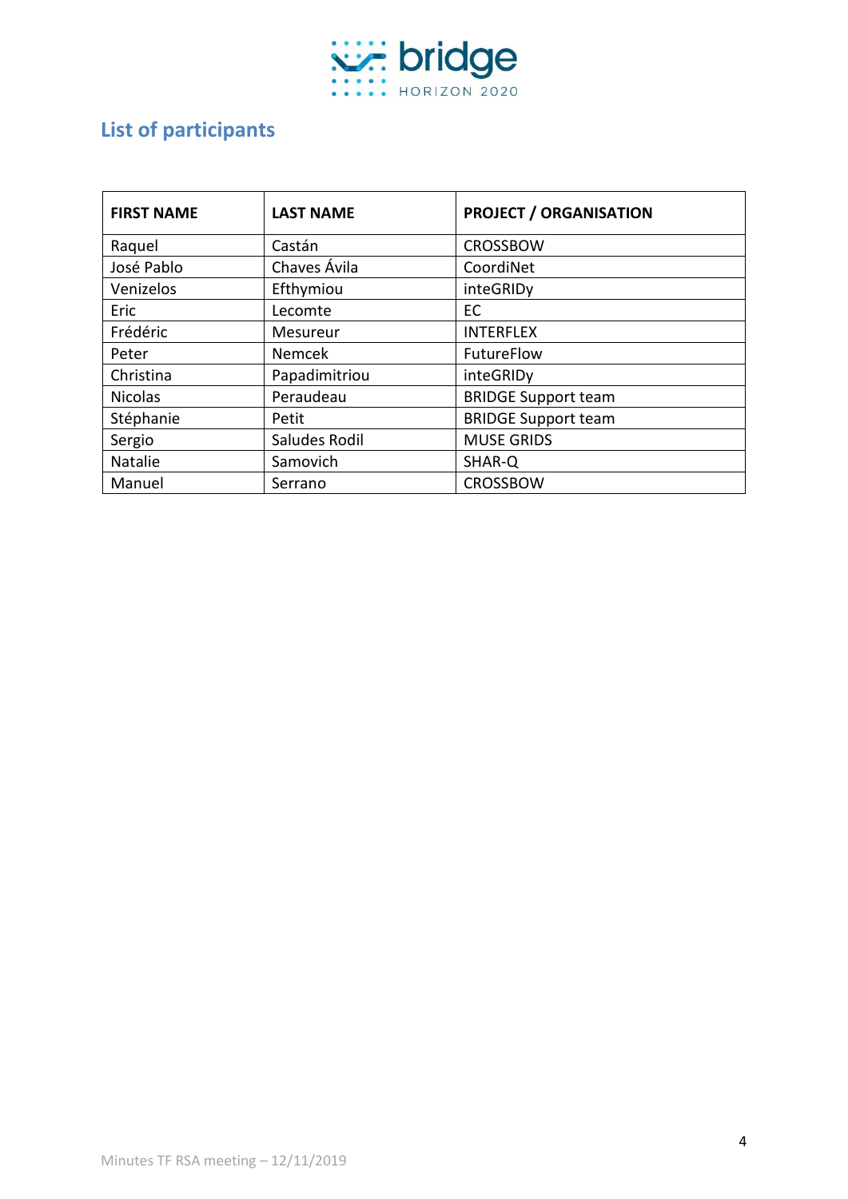## List of participants

| FIRST NAME | LAST NAME | PROJECT / ORGANISATION |
|---|---|---|
| Raquel | Castán | CROSSBOW |
| José Pablo | Chaves Ávila | CoordiNet |
| Venizelos | Efthymiou | inteGRIDy |
| Eric | Lecomte | EC |
| Frédéric | Mesureur | INTERFLEX |
| Peter | Nemcek | FutureFlow |
| Christina | Papadimitriou | inteGRIDy |
| Nicolas | Peraudeau | BRIDGE Support team |
| Stéphanie | Petit | BRIDGE Support team |
| Sergio | Saludes Rodil | MUSE GRIDS |
| Natalie | Samovich | SHAR-Q |
| Manuel | Serrano | CROSSBOW |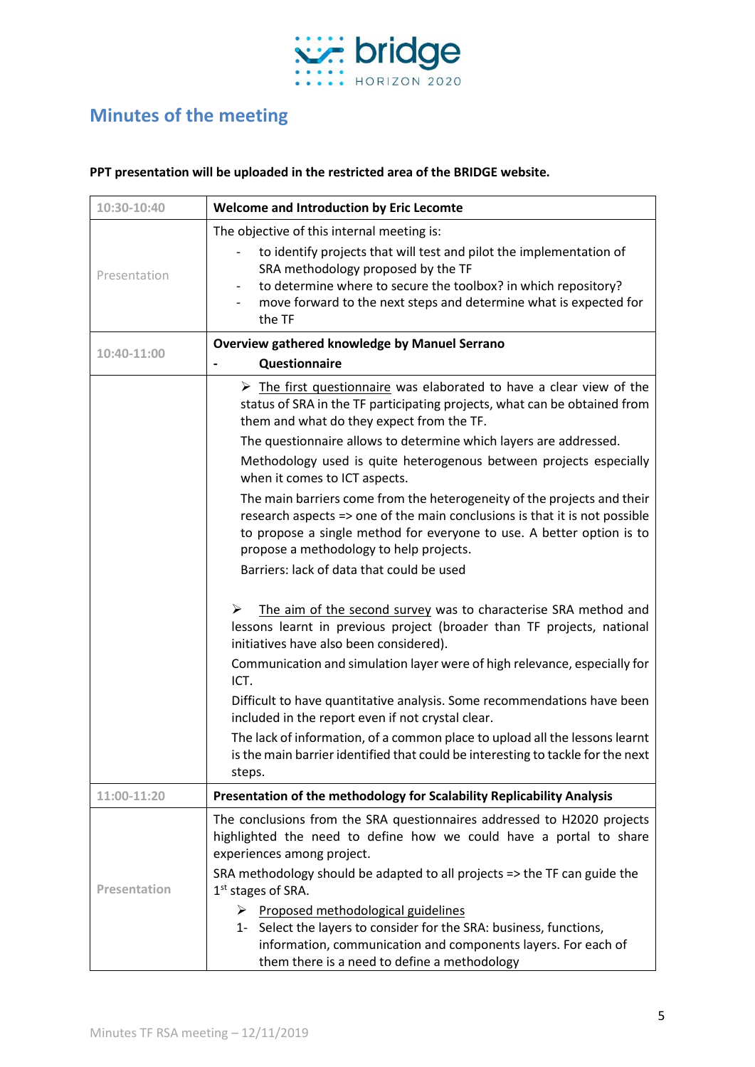## Minutes of the meeting

**PPT presentation will be uploaded in the restricted area of the BRIDGE website.**

| 10:30-10:40 | **Welcome and Introduction by Eric Lecomte** |
|---|---|
| Presentation | The objective of this internal meeting is:<br>- to identify projects that will test and pilot the implementation of SRA methodology proposed by the TF<br>- to determine where to secure the toolbox? in which repository?<br>- move forward to the next steps and determine what is expected for the TF |
| 10:40-11:00 | **Overview gathered knowledge by Manuel Serrano**<br>- **Questionnaire** |
| | ➢ The first questionnaire was elaborated to have a clear view of the status of SRA in the TF participating projects, what can be obtained from them and what do they expect from the TF.<br>The questionnaire allows to determine which layers are addressed.<br>Methodology used is quite heterogenous between projects especially when it comes to ICT aspects.<br>The main barriers come from the heterogeneity of the projects and their research aspects => one of the main conclusions is that it is not possible to propose a single method for everyone to use. A better option is to propose a methodology to help projects.<br>Barriers: lack of data that could be used<br><br>➢ The aim of the second survey was to characterise SRA method and lessons learnt in previous project (broader than TF projects, national initiatives have also been considered).<br>Communication and simulation layer were of high relevance, especially for ICT.<br>Difficult to have quantitative analysis. Some recommendations have been included in the report even if not crystal clear.<br>The lack of information, of a common place to upload all the lessons learnt is the main barrier identified that could be interesting to tackle for the next steps. |
| 11:00-11:20 | **Presentation of the methodology for Scalability Replicability Analysis** |
| Presentation | The conclusions from the SRA questionnaires addressed to H2020 projects highlighted the need to define how we could have a portal to share experiences among project.<br>SRA methodology should be adapted to all projects => the TF can guide the 1st stages of SRA.<br>➢ Proposed methodological guidelines<br>1- Select the layers to consider for the SRA: business, functions, information, communication and components layers. For each of them there is a need to define a methodology |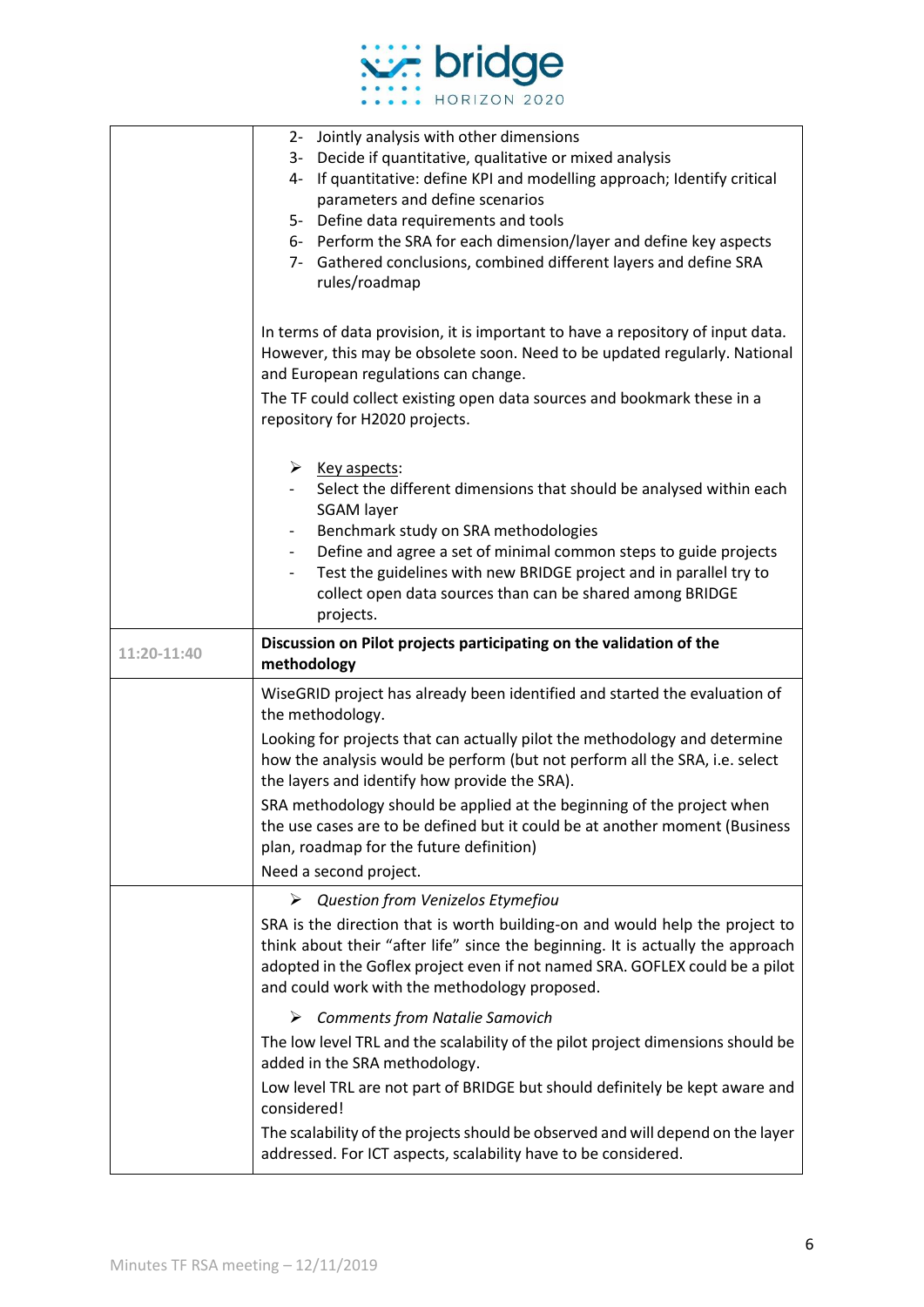| | |
|---|---|
| | 2- Jointly analysis with other dimensions<br>3- Decide if quantitative, qualitative or mixed analysis<br>4- If quantitative: define KPI and modelling approach; Identify critical parameters and define scenarios<br>5- Define data requirements and tools<br>6- Perform the SRA for each dimension/layer and define key aspects<br>7- Gathered conclusions, combined different layers and define SRA rules/roadmap<br><br>In terms of data provision, it is important to have a repository of input data. However, this may be obsolete soon. Need to be updated regularly. National and European regulations can change.<br>The TF could collect existing open data sources and bookmark these in a repository for H2020 projects.<br><br>➢ <u>Key aspects</u>:<br>- Select the different dimensions that should be analysed within each SGAM layer<br>- Benchmark study on SRA methodologies<br>- Define and agree a set of minimal common steps to guide projects<br>- Test the guidelines with new BRIDGE project and in parallel try to collect open data sources than can be shared among BRIDGE projects. |
| 11:20-11:40 | **Discussion on Pilot projects participating on the validation of the methodology** |
| | WiseGRID project has already been identified and started the evaluation of the methodology.<br>Looking for projects that can actually pilot the methodology and determine how the analysis would be perform (but not perform all the SRA, i.e. select the layers and identify how provide the SRA).<br>SRA methodology should be applied at the beginning of the project when the use cases are to be defined but it could be at another moment (Business plan, roadmap for the future definition)<br>Need a second project. |
| | ➢ *Question from Venizelos Etymefiou*<br>SRA is the direction that is worth building-on and would help the project to think about their "after life" since the beginning. It is actually the approach adopted in the Goflex project even if not named SRA. GOFLEX could be a pilot and could work with the methodology proposed.<br><br>➢ *Comments from Natalie Samovich*<br>The low level TRL and the scalability of the pilot project dimensions should be added in the SRA methodology.<br>Low level TRL are not part of BRIDGE but should definitely be kept aware and considered!<br>The scalability of the projects should be observed and will depend on the layer addressed. For ICT aspects, scalability have to be considered. |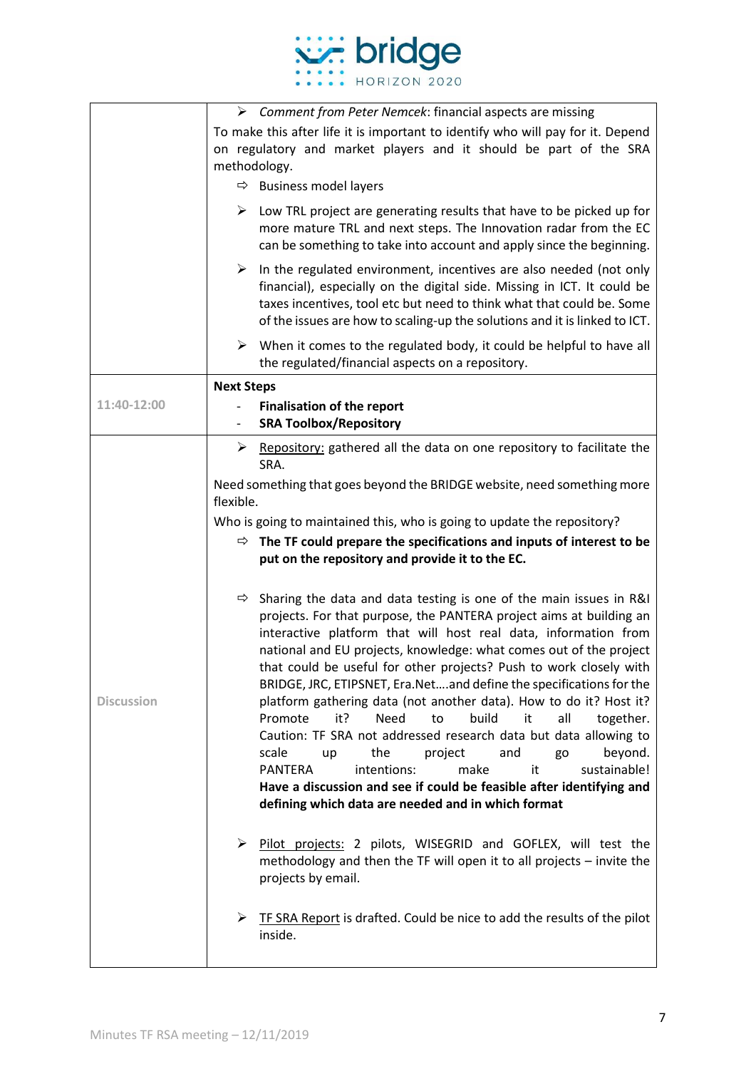| | |
|---|---|
| | ➢ *Comment from Peter Nemcek*: financial aspects are missing<br>To make this after life it is important to identify who will pay for it. Depend on regulatory and market players and it should be part of the SRA methodology.<br>⇨ Business model layers<br>➢ Low TRL project are generating results that have to be picked up for more mature TRL and next steps. The Innovation radar from the EC can be something to take into account and apply since the beginning.<br>➢ In the regulated environment, incentives are also needed (not only financial), especially on the digital side. Missing in ICT. It could be taxes incentives, tool etc but need to think what that could be. Some of the issues are how to scaling-up the solutions and it is linked to ICT.<br>➢ When it comes to the regulated body, it could be helpful to have all the regulated/financial aspects on a repository. |
| 11:40-12:00 | **Next Steps**<br>- **Finalisation of the report**<br>- **SRA Toolbox/Repository** |
| Discussion | ➢ Repository: gathered all the data on one repository to facilitate the SRA.<br>Need something that goes beyond the BRIDGE website, need something more flexible.<br>Who is going to maintained this, who is going to update the repository?<br>⇨ **The TF could prepare the specifications and inputs of interest to be put on the repository and provide it to the EC.**<br>⇨ Sharing the data and data testing is one of the main issues in R&I projects. For that purpose, the PANTERA project aims at building an interactive platform that will host real data, information from national and EU projects, knowledge: what comes out of the project that could be useful for other projects? Push to work closely with BRIDGE, JRC, ETIPSNET, Era.Net….and define the specifications for the platform gathering data (not another data). How to do it? Host it? Promote it? Need to build it all together. Caution: TF SRA not addressed research data but data allowing to scale up the project and go beyond. PANTERA intentions: make it sustainable! **Have a discussion and see if could be feasible after identifying and defining which data are needed and in which format**<br>➢ Pilot projects: 2 pilots, WISEGRID and GOFLEX, will test the methodology and then the TF will open it to all projects – invite the projects by email.<br>➢ TF SRA Report is drafted. Could be nice to add the results of the pilot inside. |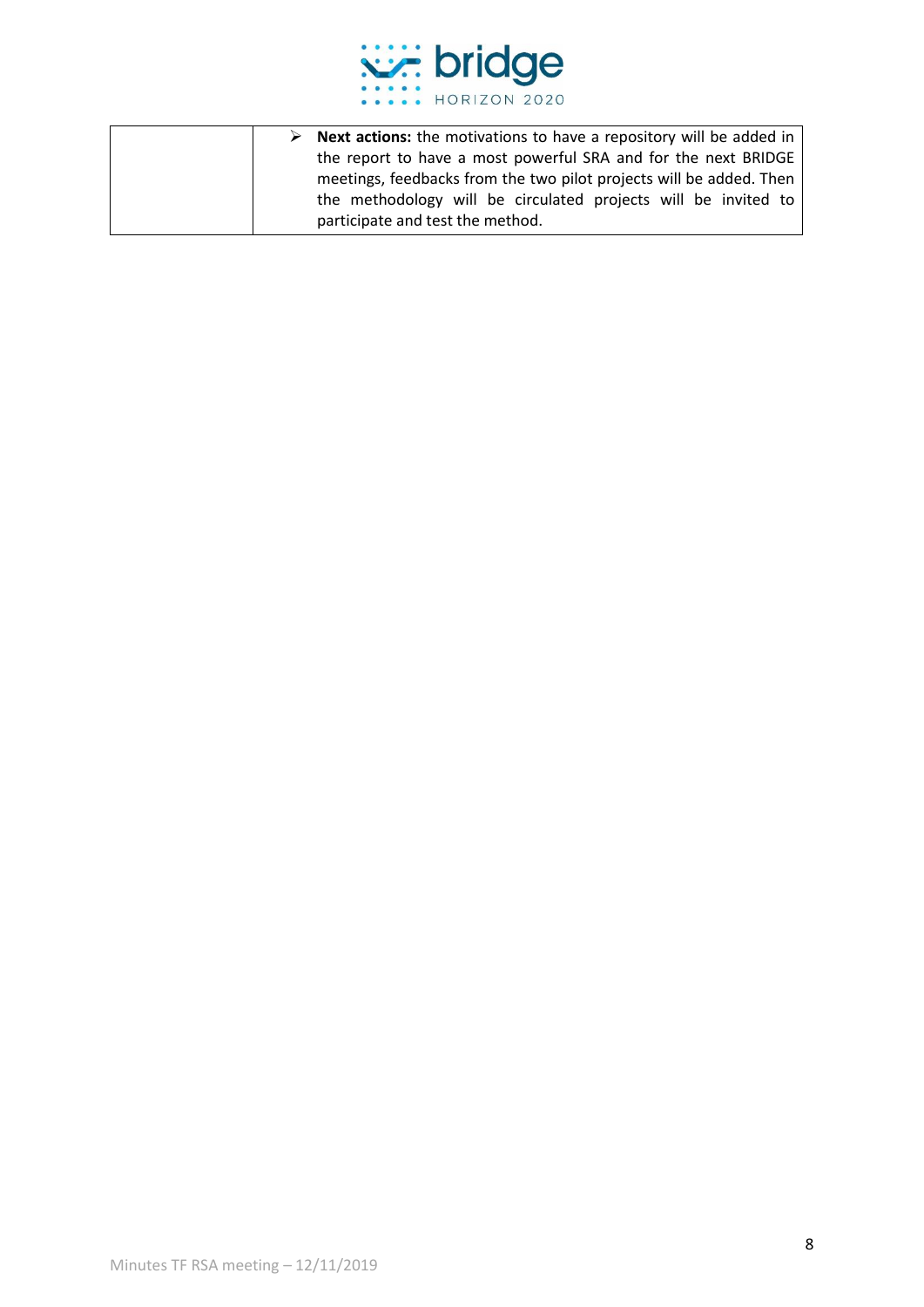| | |
|---|---|
| | ➢ **Next actions:** the motivations to have a repository will be added in the report to have a most powerful SRA and for the next BRIDGE meetings, feedbacks from the two pilot projects will be added. Then the methodology will be circulated projects will be invited to participate and test the method. |